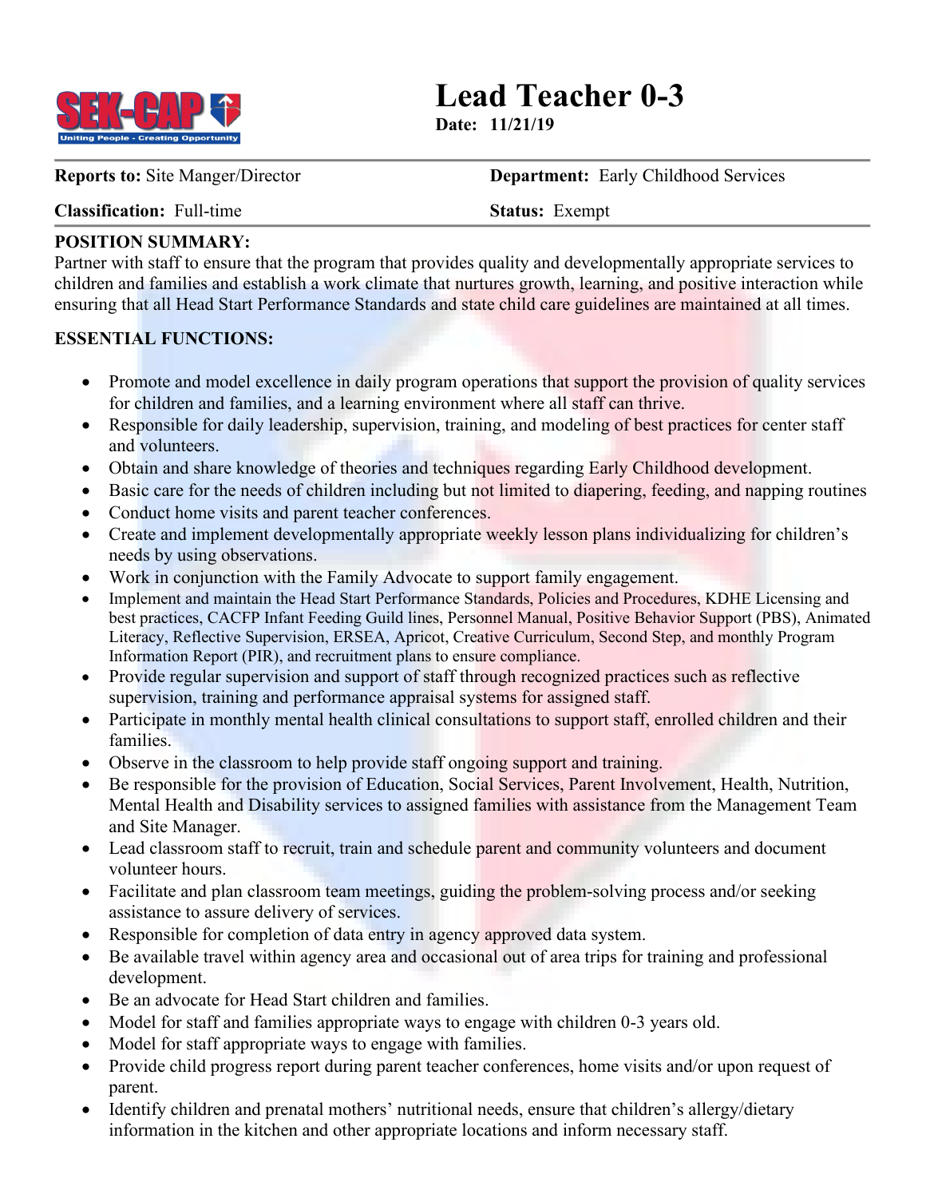# Lead Teacher 0-3

**Date: 11/21/19**

**Reports to:** Site Manger/Director

**Department:** Early Childhood Services

**Classification:** Full-time

**Status:** Exempt

**POSITION SUMMARY:**

Partner with staff to ensure that the program that provides quality and developmentally appropriate services to children and families and establish a work climate that nurtures growth, learning, and positive interaction while ensuring that all Head Start Performance Standards and state child care guidelines are maintained at all times.

**ESSENTIAL FUNCTIONS:**

- Promote and model excellence in daily program operations that support the provision of quality services for children and families, and a learning environment where all staff can thrive.
- Responsible for daily leadership, supervision, training, and modeling of best practices for center staff and volunteers.
- Obtain and share knowledge of theories and techniques regarding Early Childhood development.
- Basic care for the needs of children including but not limited to diapering, feeding, and napping routines
- Conduct home visits and parent teacher conferences.
- Create and implement developmentally appropriate weekly lesson plans individualizing for children's needs by using observations.
- Work in conjunction with the Family Advocate to support family engagement.
- Implement and maintain the Head Start Performance Standards, Policies and Procedures, KDHE Licensing and best practices, CACFP Infant Feeding Guild lines, Personnel Manual, Positive Behavior Support (PBS), Animated Literacy, Reflective Supervision, ERSEA, Apricot, Creative Curriculum, Second Step, and monthly Program Information Report (PIR), and recruitment plans to ensure compliance.
- Provide regular supervision and support of staff through recognized practices such as reflective supervision, training and performance appraisal systems for assigned staff.
- Participate in monthly mental health clinical consultations to support staff, enrolled children and their families.
- Observe in the classroom to help provide staff ongoing support and training.
- Be responsible for the provision of Education, Social Services, Parent Involvement, Health, Nutrition, Mental Health and Disability services to assigned families with assistance from the Management Team and Site Manager.
- Lead classroom staff to recruit, train and schedule parent and community volunteers and document volunteer hours.
- Facilitate and plan classroom team meetings, guiding the problem-solving process and/or seeking assistance to assure delivery of services.
- Responsible for completion of data entry in agency approved data system.
- Be available travel within agency area and occasional out of area trips for training and professional development.
- Be an advocate for Head Start children and families.
- Model for staff and families appropriate ways to engage with children 0-3 years old.
- Model for staff appropriate ways to engage with families.
- Provide child progress report during parent teacher conferences, home visits and/or upon request of parent.
- Identify children and prenatal mothers' nutritional needs, ensure that children's allergy/dietary information in the kitchen and other appropriate locations and inform necessary staff.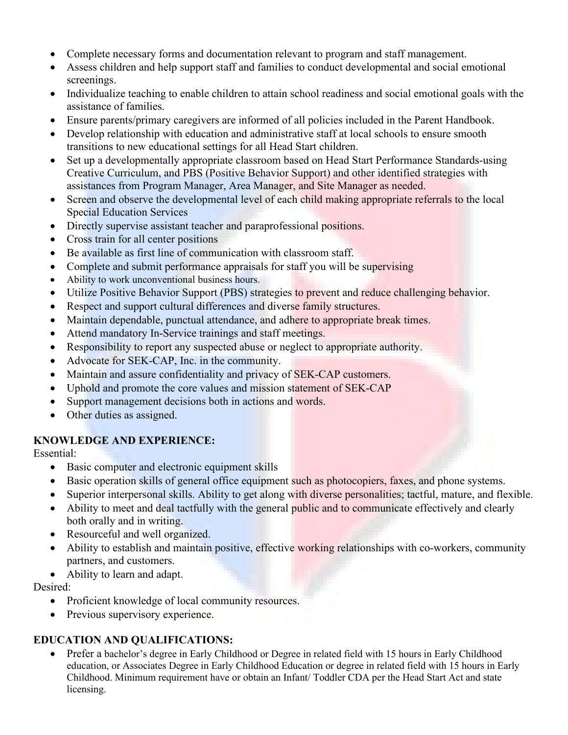- Complete necessary forms and documentation relevant to program and staff management.
- Assess children and help support staff and families to conduct developmental and social emotional screenings.
- Individualize teaching to enable children to attain school readiness and social emotional goals with the assistance of families.
- Ensure parents/primary caregivers are informed of all policies included in the Parent Handbook.
- Develop relationship with education and administrative staff at local schools to ensure smooth transitions to new educational settings for all Head Start children.
- Set up a developmentally appropriate classroom based on Head Start Performance Standards-using Creative Curriculum, and PBS (Positive Behavior Support) and other identified strategies with assistances from Program Manager, Area Manager, and Site Manager as needed.
- Screen and observe the developmental level of each child making appropriate referrals to the local Special Education Services
- Directly supervise assistant teacher and paraprofessional positions.
- Cross train for all center positions
- Be available as first line of communication with classroom staff.
- Complete and submit performance appraisals for staff you will be supervising
- Ability to work unconventional business hours.
- Utilize Positive Behavior Support (PBS) strategies to prevent and reduce challenging behavior.
- Respect and support cultural differences and diverse family structures.
- Maintain dependable, punctual attendance, and adhere to appropriate break times.
- Attend mandatory In-Service trainings and staff meetings.
- Responsibility to report any suspected abuse or neglect to appropriate authority.
- Advocate for SEK-CAP, Inc. in the community.
- Maintain and assure confidentiality and privacy of SEK-CAP customers.
- Uphold and promote the core values and mission statement of SEK-CAP
- Support management decisions both in actions and words.
- Other duties as assigned.

**KNOWLEDGE AND EXPERIENCE:**

Essential:

- Basic computer and electronic equipment skills
- Basic operation skills of general office equipment such as photocopiers, faxes, and phone systems.
- Superior interpersonal skills. Ability to get along with diverse personalities; tactful, mature, and flexible.
- Ability to meet and deal tactfully with the general public and to communicate effectively and clearly both orally and in writing.
- Resourceful and well organized.
- Ability to establish and maintain positive, effective working relationships with co-workers, community partners, and customers.
- Ability to learn and adapt.

Desired:

- Proficient knowledge of local community resources.
- Previous supervisory experience.

**EDUCATION AND QUALIFICATIONS:**

- Prefer a bachelor's degree in Early Childhood or Degree in related field with 15 hours in Early Childhood education, or Associates Degree in Early Childhood Education or degree in related field with 15 hours in Early Childhood. Minimum requirement have or obtain an Infant/ Toddler CDA per the Head Start Act and state licensing.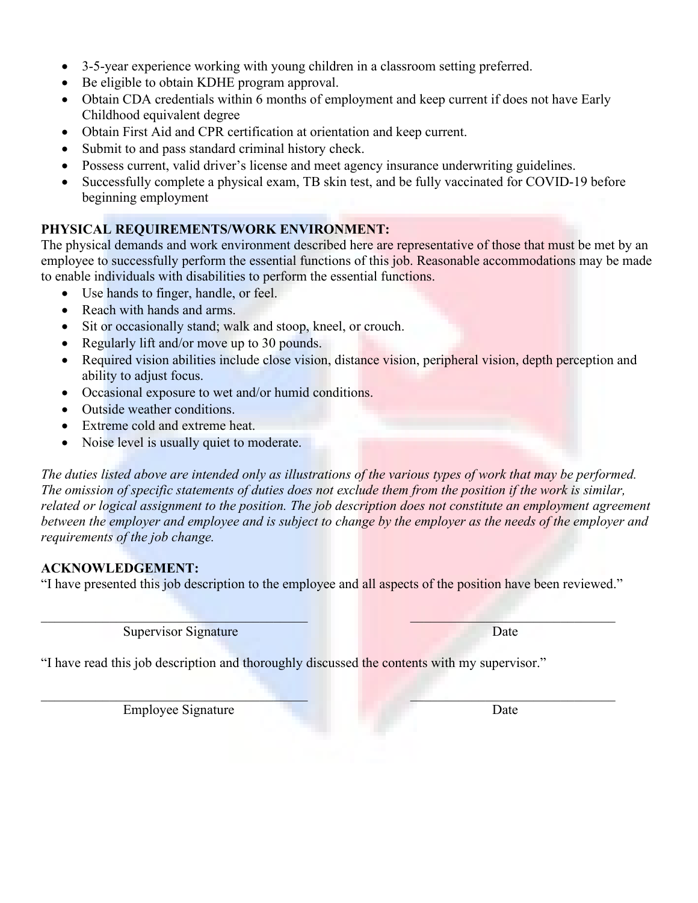- 3-5-year experience working with young children in a classroom setting preferred.
- Be eligible to obtain KDHE program approval.
- Obtain CDA credentials within 6 months of employment and keep current if does not have Early Childhood equivalent degree
- Obtain First Aid and CPR certification at orientation and keep current.
- Submit to and pass standard criminal history check.
- Possess current, valid driver's license and meet agency insurance underwriting guidelines.
- Successfully complete a physical exam, TB skin test, and be fully vaccinated for COVID-19 before beginning employment

**PHYSICAL REQUIREMENTS/WORK ENVIRONMENT:**

The physical demands and work environment described here are representative of those that must be met by an employee to successfully perform the essential functions of this job. Reasonable accommodations may be made to enable individuals with disabilities to perform the essential functions.

- Use hands to finger, handle, or feel.
- Reach with hands and arms.
- Sit or occasionally stand; walk and stoop, kneel, or crouch.
- Regularly lift and/or move up to 30 pounds.
- Required vision abilities include close vision, distance vision, peripheral vision, depth perception and ability to adjust focus.
- Occasional exposure to wet and/or humid conditions.
- Outside weather conditions.
- Extreme cold and extreme heat.
- Noise level is usually quiet to moderate.

*The duties listed above are intended only as illustrations of the various types of work that may be performed. The omission of specific statements of duties does not exclude them from the position if the work is similar, related or logical assignment to the position. The job description does not constitute an employment agreement between the employer and employee and is subject to change by the employer as the needs of the employer and requirements of the job change.*

**ACKNOWLEDGEMENT:**

"I have presented this job description to the employee and all aspects of the position have been reviewed."

\_\_\_\_\_\_\_\_\_\_\_\_\_\_\_\_\_\_\_\_\_\_\_\_\_\_\_\_\_\_\_\_\_\_\_\_\_\_\_\_ \_\_\_\_\_\_\_\_\_\_\_\_\_\_\_\_\_\_\_\_\_\_\_\_\_\_\_\_\_\_

Supervisor Signature Date

"I have read this job description and thoroughly discussed the contents with my supervisor."

\_\_\_\_\_\_\_\_\_\_\_\_\_\_\_\_\_\_\_\_\_\_\_\_\_\_\_\_\_\_\_\_\_\_\_\_\_\_\_\_ \_\_\_\_\_\_\_\_\_\_\_\_\_\_\_\_\_\_\_\_\_\_\_\_\_\_\_\_\_\_

Employee Signature Date